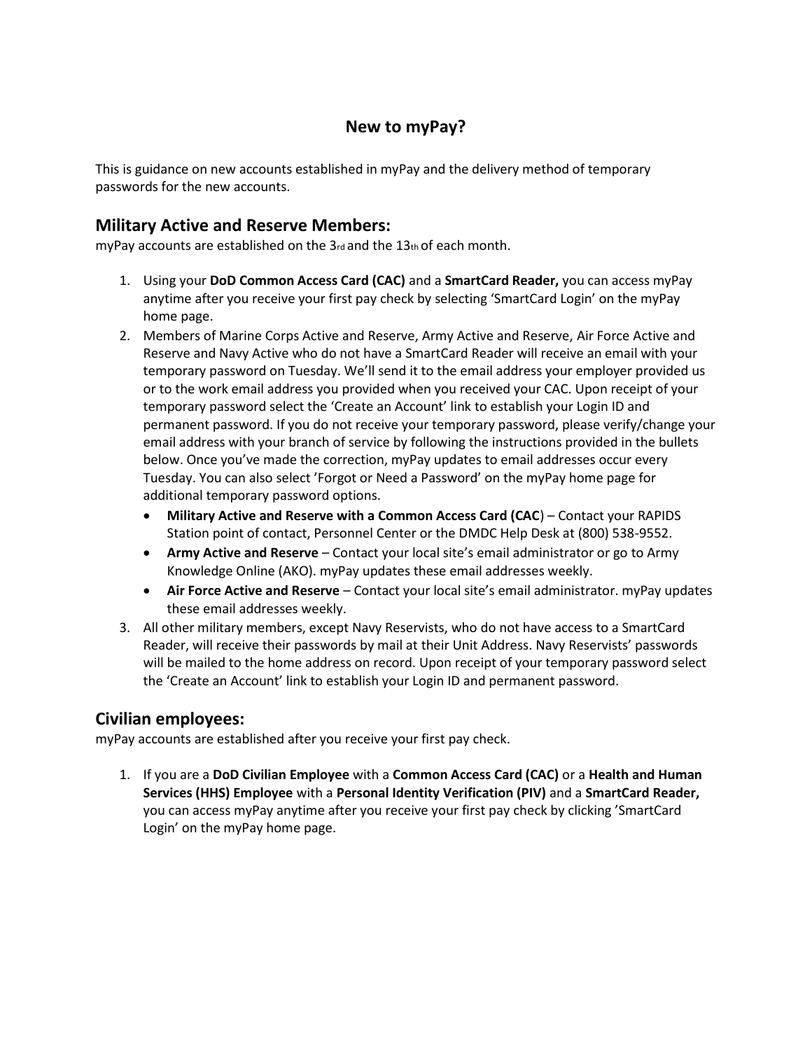# New to myPay?

This is guidance on new accounts established in myPay and the delivery method of temporary passwords for the new accounts.

## Military Active and Reserve Members:

myPay accounts are established on the 3rd and the 13th of each month.

1. Using your **DoD Common Access Card (CAC)** and a **SmartCard Reader,** you can access myPay anytime after you receive your first pay check by selecting 'SmartCard Login' on the myPay home page.
2. Members of Marine Corps Active and Reserve, Army Active and Reserve, Air Force Active and Reserve and Navy Active who do not have a SmartCard Reader will receive an email with your temporary password on Tuesday. We'll send it to the email address your employer provided us or to the work email address you provided when you received your CAC. Upon receipt of your temporary password select the 'Create an Account' link to establish your Login ID and permanent password. If you do not receive your temporary password, please verify/change your email address with your branch of service by following the instructions provided in the bullets below. Once you've made the correction, myPay updates to email addresses occur every Tuesday. You can also select 'Forgot or Need a Password' on the myPay home page for additional temporary password options.
    - **Military Active and Reserve with a Common Access Card (CAC**) – Contact your RAPIDS Station point of contact, Personnel Center or the DMDC Help Desk at (800) 538-9552.
    - **Army Active and Reserve** – Contact your local site's email administrator or go to Army Knowledge Online (AKO). myPay updates these email addresses weekly.
    - **Air Force Active and Reserve** – Contact your local site's email administrator. myPay updates these email addresses weekly.
3. All other military members, except Navy Reservists, who do not have access to a SmartCard Reader, will receive their passwords by mail at their Unit Address. Navy Reservists' passwords will be mailed to the home address on record. Upon receipt of your temporary password select the 'Create an Account' link to establish your Login ID and permanent password.

## Civilian employees:

myPay accounts are established after you receive your first pay check.

1. If you are a **DoD Civilian Employee** with a **Common Access Card (CAC)** or a **Health and Human Services (HHS) Employee** with a **Personal Identity Verification (PIV)** and a **SmartCard Reader,** you can access myPay anytime after you receive your first pay check by clicking 'SmartCard Login' on the myPay home page.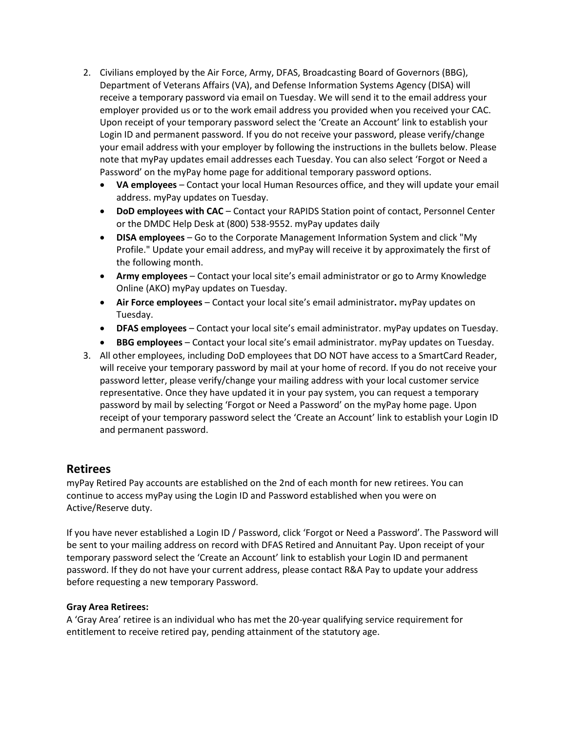2. Civilians employed by the Air Force, Army, DFAS, Broadcasting Board of Governors (BBG), Department of Veterans Affairs (VA), and Defense Information Systems Agency (DISA) will receive a temporary password via email on Tuesday. We will send it to the email address your employer provided us or to the work email address you provided when you received your CAC. Upon receipt of your temporary password select the 'Create an Account' link to establish your Login ID and permanent password. If you do not receive your password, please verify/change your email address with your employer by following the instructions in the bullets below. Please note that myPay updates email addresses each Tuesday. You can also select 'Forgot or Need a Password' on the myPay home page for additional temporary password options.
   - **VA employees** – Contact your local Human Resources office, and they will update your email address. myPay updates on Tuesday.
   - **DoD employees with CAC** – Contact your RAPIDS Station point of contact, Personnel Center or the DMDC Help Desk at (800) 538-9552. myPay updates daily
   - **DISA employees** – Go to the Corporate Management Information System and click "My Profile." Update your email address, and myPay will receive it by approximately the first of the following month.
   - **Army employees** – Contact your local site's email administrator or go to Army Knowledge Online (AKO) myPay updates on Tuesday.
   - **Air Force employees** – Contact your local site's email administrator**.** myPay updates on Tuesday.
   - **DFAS employees** – Contact your local site's email administrator. myPay updates on Tuesday.
   - **BBG employees** – Contact your local site's email administrator. myPay updates on Tuesday.
3. All other employees, including DoD employees that DO NOT have access to a SmartCard Reader, will receive your temporary password by mail at your home of record. If you do not receive your password letter, please verify/change your mailing address with your local customer service representative. Once they have updated it in your pay system, you can request a temporary password by mail by selecting 'Forgot or Need a Password' on the myPay home page. Upon receipt of your temporary password select the 'Create an Account' link to establish your Login ID and permanent password.

## Retirees

myPay Retired Pay accounts are established on the 2nd of each month for new retirees. You can continue to access myPay using the Login ID and Password established when you were on Active/Reserve duty.

If you have never established a Login ID / Password, click 'Forgot or Need a Password'. The Password will be sent to your mailing address on record with DFAS Retired and Annuitant Pay. Upon receipt of your temporary password select the 'Create an Account' link to establish your Login ID and permanent password. If they do not have your current address, please contact R&A Pay to update your address before requesting a new temporary Password.

**Gray Area Retirees:**

A 'Gray Area' retiree is an individual who has met the 20-year qualifying service requirement for entitlement to receive retired pay, pending attainment of the statutory age.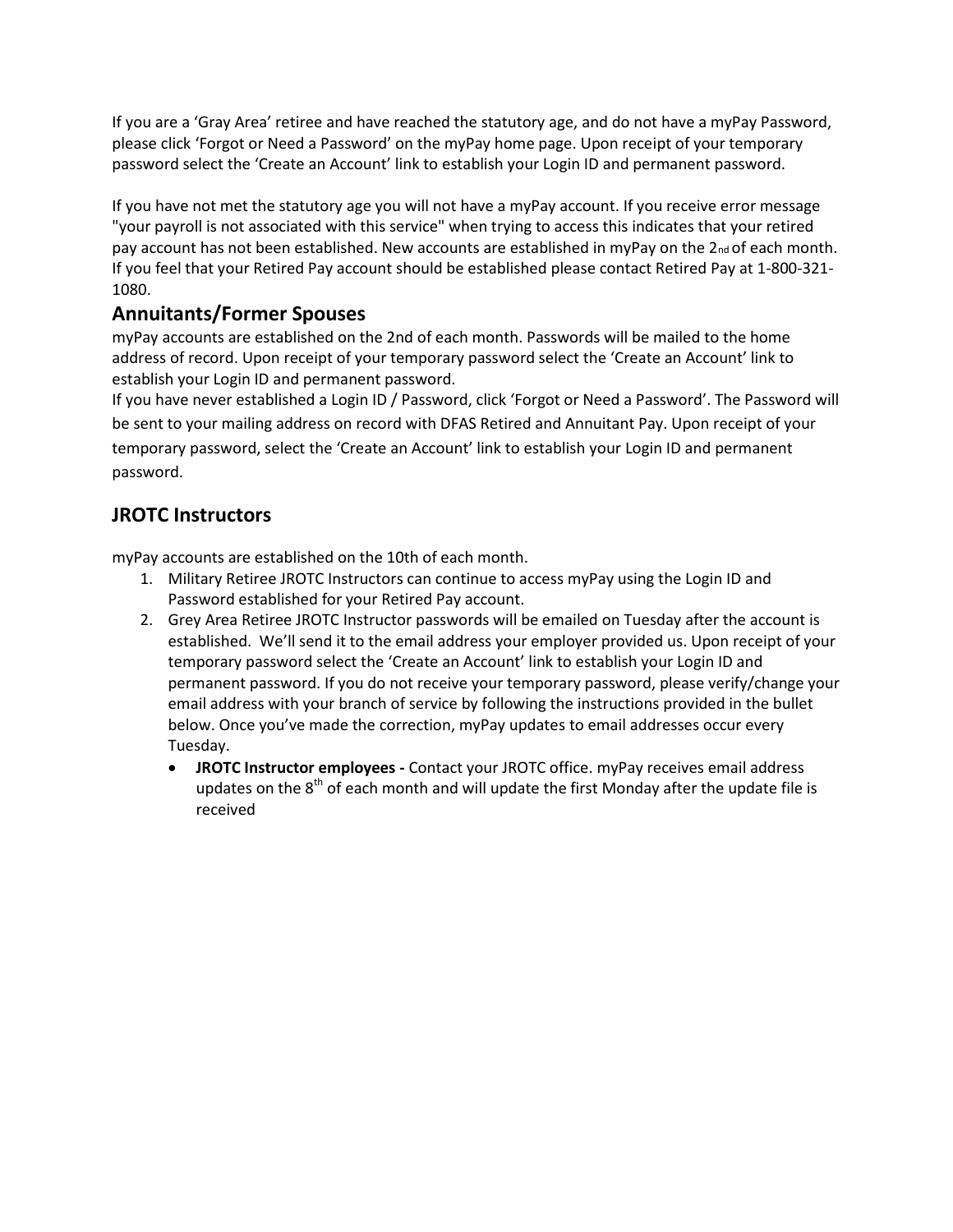If you are a 'Gray Area' retiree and have reached the statutory age, and do not have a myPay Password, please click 'Forgot or Need a Password' on the myPay home page. Upon receipt of your temporary password select the 'Create an Account' link to establish your Login ID and permanent password.

If you have not met the statutory age you will not have a myPay account. If you receive error message "your payroll is not associated with this service" when trying to access this indicates that your retired pay account has not been established. New accounts are established in myPay on the 2nd of each month. If you feel that your Retired Pay account should be established please contact Retired Pay at 1-800-321-1080.

## Annuitants/Former Spouses

myPay accounts are established on the 2nd of each month. Passwords will be mailed to the home address of record. Upon receipt of your temporary password select the 'Create an Account' link to establish your Login ID and permanent password.

If you have never established a Login ID / Password, click 'Forgot or Need a Password'. The Password will be sent to your mailing address on record with DFAS Retired and Annuitant Pay. Upon receipt of your temporary password, select the 'Create an Account' link to establish your Login ID and permanent password.

## JROTC Instructors

myPay accounts are established on the 10th of each month.

1. Military Retiree JROTC Instructors can continue to access myPay using the Login ID and Password established for your Retired Pay account.
2. Grey Area Retiree JROTC Instructor passwords will be emailed on Tuesday after the account is established. We'll send it to the email address your employer provided us. Upon receipt of your temporary password select the 'Create an Account' link to establish your Login ID and permanent password. If you do not receive your temporary password, please verify/change your email address with your branch of service by following the instructions provided in the bullet below. Once you've made the correction, myPay updates to email addresses occur every Tuesday.
   - **JROTC Instructor employees -** Contact your JROTC office. myPay receives email address updates on the 8th of each month and will update the first Monday after the update file is received